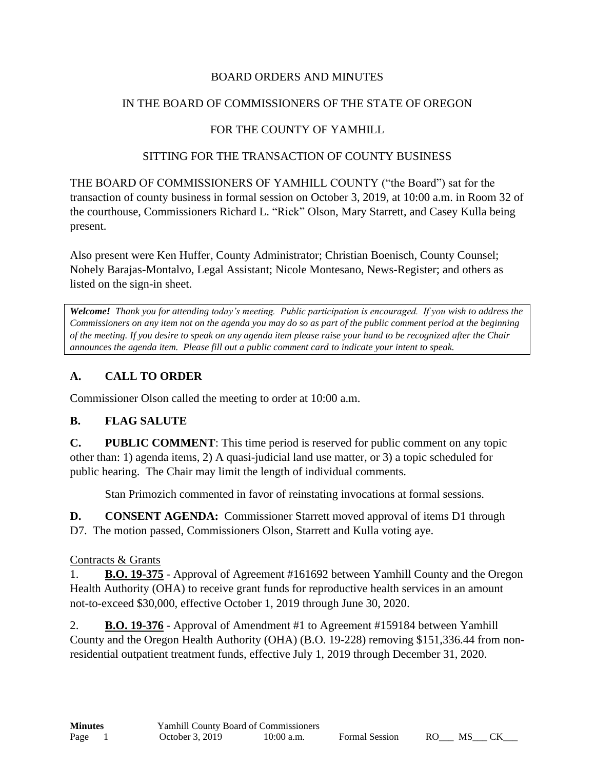BOARD ORDERS AND MINUTES

IN THE BOARD OF COMMISSIONERS OF THE STATE OF OREGON

FOR THE COUNTY OF YAMHILL

SITTING FOR THE TRANSACTION OF COUNTY BUSINESS

THE BOARD OF COMMISSIONERS OF YAMHILL COUNTY ("the Board") sat for the transaction of county business in formal session on October 3, 2019, at 10:00 a.m. in Room 32 of the courthouse, Commissioners Richard L. "Rick" Olson, Mary Starrett, and Casey Kulla being present.

Also present were Ken Huffer, County Administrator; Christian Boenisch, County Counsel; Nohely Barajas-Montalvo, Legal Assistant; Nicole Montesano, News-Register; and others as listed on the sign-in sheet.

> ***Welcome!*** *Thank you for attending today's meeting. Public participation is encouraged. If you wish to address the Commissioners on any item not on the agenda you may do so as part of the public comment period at the beginning of the meeting. If you desire to speak on any agenda item please raise your hand to be recognized after the Chair announces the agenda item. Please fill out a public comment card to indicate your intent to speak.*

## A. CALL TO ORDER

Commissioner Olson called the meeting to order at 10:00 a.m.

## B. FLAG SALUTE

**C. PUBLIC COMMENT**: This time period is reserved for public comment on any topic other than: 1) agenda items, 2) A quasi-judicial land use matter, or 3) a topic scheduled for public hearing. The Chair may limit the length of individual comments.

Stan Primozich commented in favor of reinstating invocations at formal sessions.

**D. CONSENT AGENDA:** Commissioner Starrett moved approval of items D1 through D7. The motion passed, Commissioners Olson, Starrett and Kulla voting aye.

Contracts & Grants

1. **B.O. 19-375** - Approval of Agreement #161692 between Yamhill County and the Oregon Health Authority (OHA) to receive grant funds for reproductive health services in an amount not-to-exceed $30,000, effective October 1, 2019 through June 30, 2020.

2. **B.O. 19-376** - Approval of Amendment #1 to Agreement #159184 between Yamhill County and the Oregon Health Authority (OHA) (B.O. 19-228) removing $151,336.44 from non-residential outpatient treatment funds, effective July 1, 2019 through December 31, 2020.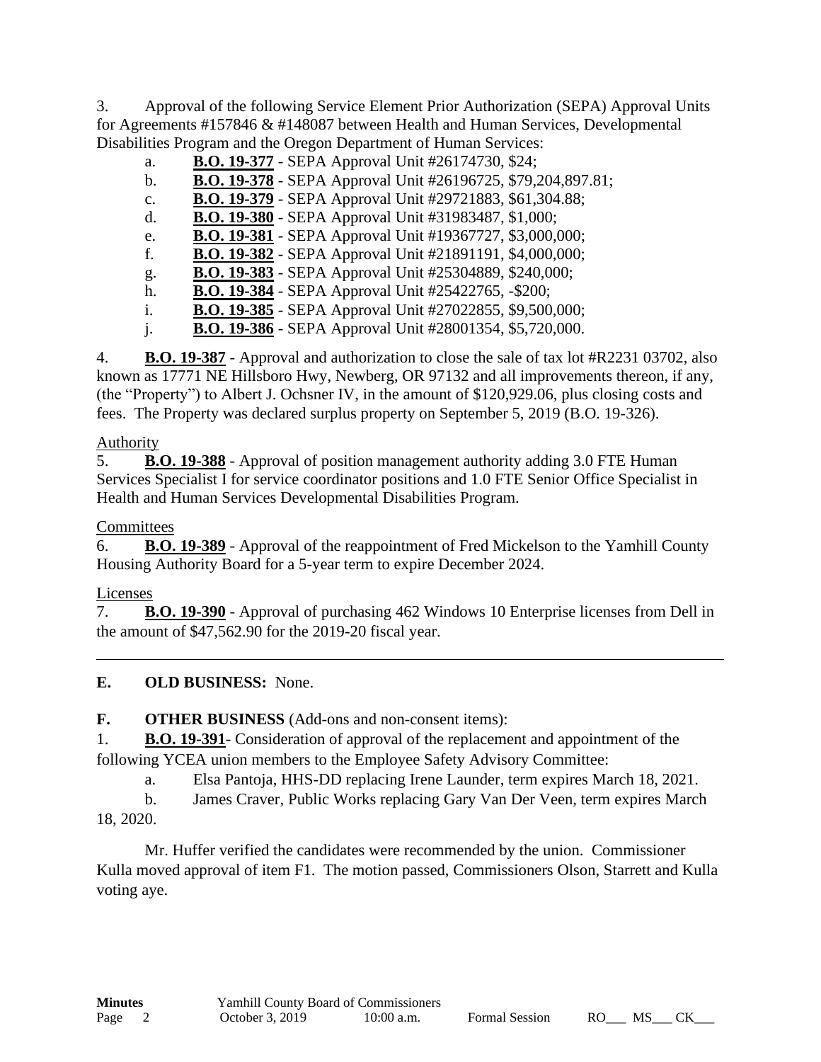3. Approval of the following Service Element Prior Authorization (SEPA) Approval Units for Agreements #157846 & #148087 between Health and Human Services, Developmental Disabilities Program and the Oregon Department of Human Services:

   a. **B.O. 19-377** - SEPA Approval Unit #26174730, $24;
   b. **B.O. 19-378** - SEPA Approval Unit #26196725, $79,204,897.81;
   c. **B.O. 19-379** - SEPA Approval Unit #29721883, $61,304.88;
   d. **B.O. 19-380** - SEPA Approval Unit #31983487, $1,000;
   e. **B.O. 19-381** - SEPA Approval Unit #19367727, $3,000,000;
   f. **B.O. 19-382** - SEPA Approval Unit #21891191, $4,000,000;
   g. **B.O. 19-383** - SEPA Approval Unit #25304889, $240,000;
   h. **B.O. 19-384** - SEPA Approval Unit #25422765, -$200;
   i. **B.O. 19-385** - SEPA Approval Unit #27022855, $9,500,000;
   j. **B.O. 19-386** - SEPA Approval Unit #28001354, $5,720,000.

4. **B.O. 19-387** - Approval and authorization to close the sale of tax lot #R2231 03702, also known as 17771 NE Hillsboro Hwy, Newberg, OR 97132 and all improvements thereon, if any, (the "Property") to Albert J. Ochsner IV, in the amount of $120,929.06, plus closing costs and fees. The Property was declared surplus property on September 5, 2019 (B.O. 19-326).

Authority

5. **B.O. 19-388** - Approval of position management authority adding 3.0 FTE Human Services Specialist I for service coordinator positions and 1.0 FTE Senior Office Specialist in Health and Human Services Developmental Disabilities Program.

Committees

6. **B.O. 19-389** - Approval of the reappointment of Fred Mickelson to the Yamhill County Housing Authority Board for a 5-year term to expire December 2024.

Licenses

7. **B.O. 19-390** - Approval of purchasing 462 Windows 10 Enterprise licenses from Dell in the amount of $47,562.90 for the 2019-20 fiscal year.

---

**E. OLD BUSINESS:** None.

**F. OTHER BUSINESS** (Add-ons and non-consent items):

1. **B.O. 19-391**- Consideration of approval of the replacement and appointment of the following YCEA union members to the Employee Safety Advisory Committee:

   a. Elsa Pantoja, HHS-DD replacing Irene Launder, term expires March 18, 2021.
   b. James Craver, Public Works replacing Gary Van Der Veen, term expires March 18, 2020.

Mr. Huffer verified the candidates were recommended by the union. Commissioner Kulla moved approval of item F1. The motion passed, Commissioners Olson, Starrett and Kulla voting aye.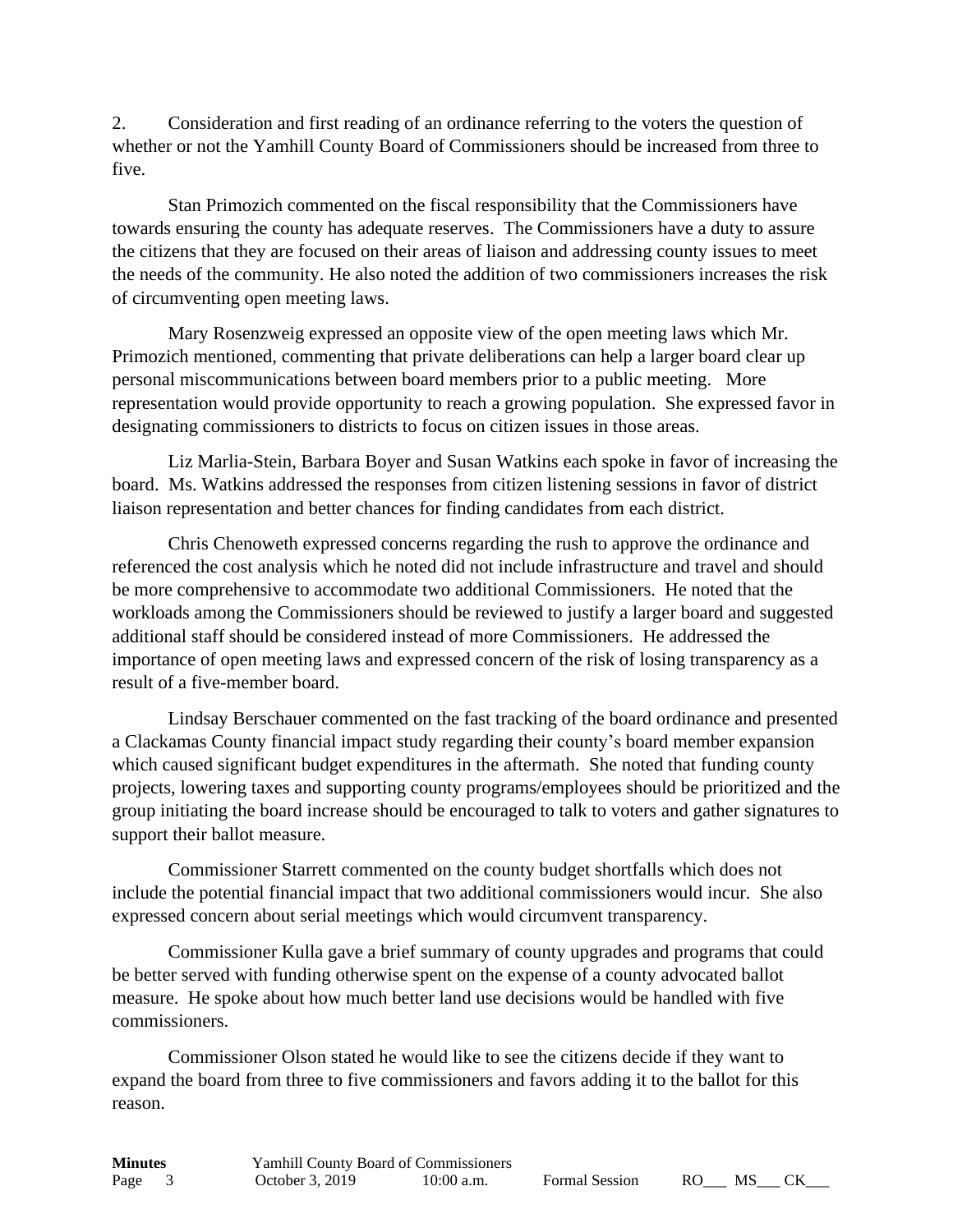2. Consideration and first reading of an ordinance referring to the voters the question of whether or not the Yamhill County Board of Commissioners should be increased from three to five.

Stan Primozich commented on the fiscal responsibility that the Commissioners have towards ensuring the county has adequate reserves. The Commissioners have a duty to assure the citizens that they are focused on their areas of liaison and addressing county issues to meet the needs of the community. He also noted the addition of two commissioners increases the risk of circumventing open meeting laws.

Mary Rosenzweig expressed an opposite view of the open meeting laws which Mr. Primozich mentioned, commenting that private deliberations can help a larger board clear up personal miscommunications between board members prior to a public meeting. More representation would provide opportunity to reach a growing population. She expressed favor in designating commissioners to districts to focus on citizen issues in those areas.

Liz Marlia-Stein, Barbara Boyer and Susan Watkins each spoke in favor of increasing the board. Ms. Watkins addressed the responses from citizen listening sessions in favor of district liaison representation and better chances for finding candidates from each district.

Chris Chenoweth expressed concerns regarding the rush to approve the ordinance and referenced the cost analysis which he noted did not include infrastructure and travel and should be more comprehensive to accommodate two additional Commissioners. He noted that the workloads among the Commissioners should be reviewed to justify a larger board and suggested additional staff should be considered instead of more Commissioners. He addressed the importance of open meeting laws and expressed concern of the risk of losing transparency as a result of a five-member board.

Lindsay Berschauer commented on the fast tracking of the board ordinance and presented a Clackamas County financial impact study regarding their county's board member expansion which caused significant budget expenditures in the aftermath. She noted that funding county projects, lowering taxes and supporting county programs/employees should be prioritized and the group initiating the board increase should be encouraged to talk to voters and gather signatures to support their ballot measure.

Commissioner Starrett commented on the county budget shortfalls which does not include the potential financial impact that two additional commissioners would incur. She also expressed concern about serial meetings which would circumvent transparency.

Commissioner Kulla gave a brief summary of county upgrades and programs that could be better served with funding otherwise spent on the expense of a county advocated ballot measure. He spoke about how much better land use decisions would be handled with five commissioners.

Commissioner Olson stated he would like to see the citizens decide if they want to expand the board from three to five commissioners and favors adding it to the ballot for this reason.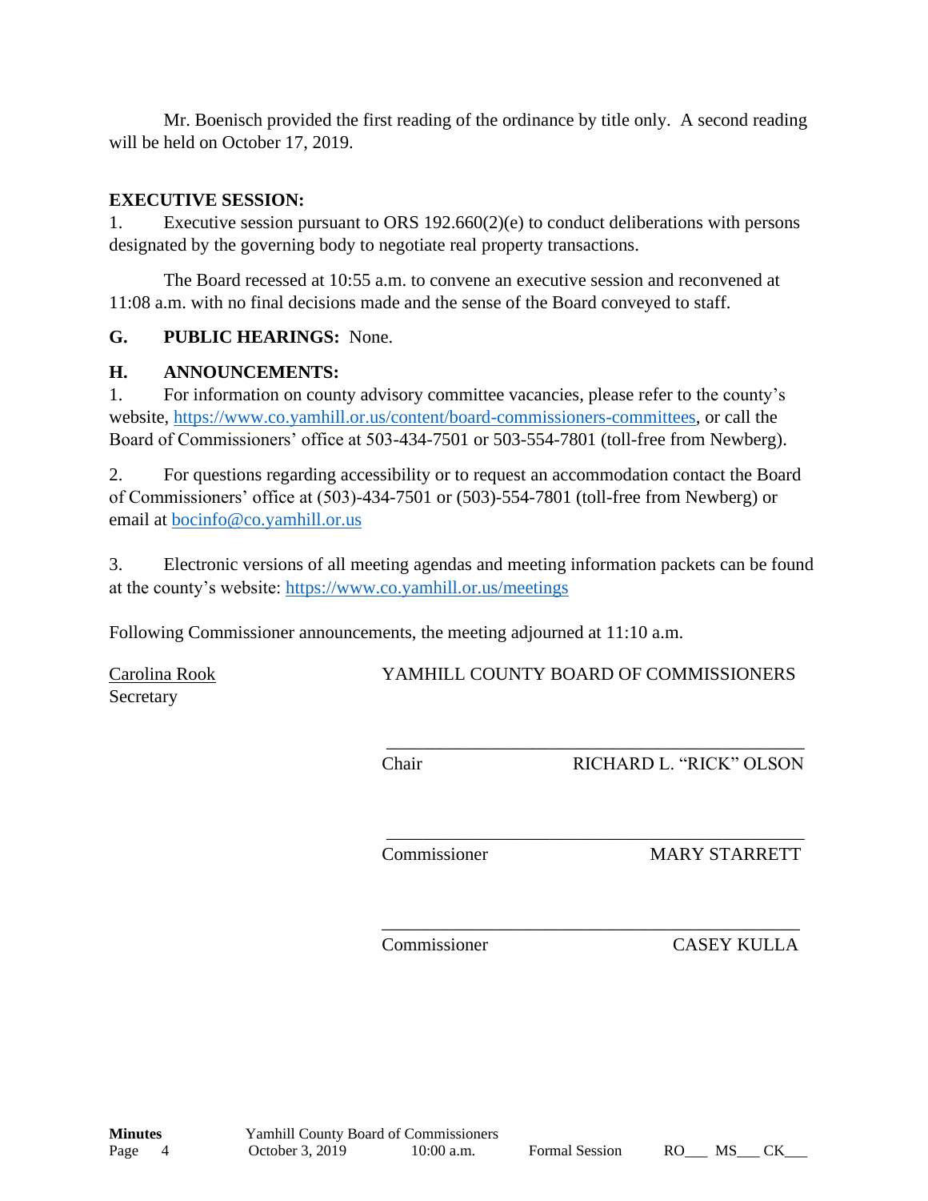Mr. Boenisch provided the first reading of the ordinance by title only. A second reading will be held on October 17, 2019.

**EXECUTIVE SESSION:**

1. Executive session pursuant to ORS 192.660(2)(e) to conduct deliberations with persons designated by the governing body to negotiate real property transactions.

The Board recessed at 10:55 a.m. to convene an executive session and reconvened at 11:08 a.m. with no final decisions made and the sense of the Board conveyed to staff.

**G. PUBLIC HEARINGS:** None.

**H. ANNOUNCEMENTS:**

1. For information on county advisory committee vacancies, please refer to the county's website, [https://www.co.yamhill.or.us/content/board-commissioners-committees](https://www.co.yamhill.or.us/content/board-commissioners-committees), or call the Board of Commissioners' office at 503-434-7501 or 503-554-7801 (toll-free from Newberg).

2. For questions regarding accessibility or to request an accommodation contact the Board of Commissioners' office at (503)-434-7501 or (503)-554-7801 (toll-free from Newberg) or email at [bocinfo@co.yamhill.or.us](mailto:bocinfo@co.yamhill.or.us)

3. Electronic versions of all meeting agendas and meeting information packets can be found at the county's website: [https://www.co.yamhill.or.us/meetings](https://www.co.yamhill.or.us/meetings)

Following Commissioner announcements, the meeting adjourned at 11:10 a.m.

Carolina Rook
Secretary

YAMHILL COUNTY BOARD OF COMMISSIONERS

\_\_\_\_\_\_\_\_\_\_\_\_\_\_\_\_\_\_\_\_\_\_\_\_\_\_\_\_\_\_\_\_\_\_\_\_\_\_\_\_
Chair RICHARD L. "RICK" OLSON

\_\_\_\_\_\_\_\_\_\_\_\_\_\_\_\_\_\_\_\_\_\_\_\_\_\_\_\_\_\_\_\_\_\_\_\_\_\_\_\_
Commissioner MARY STARRETT

\_\_\_\_\_\_\_\_\_\_\_\_\_\_\_\_\_\_\_\_\_\_\_\_\_\_\_\_\_\_\_\_\_\_\_\_\_\_\_\_
Commissioner CASEY KULLA